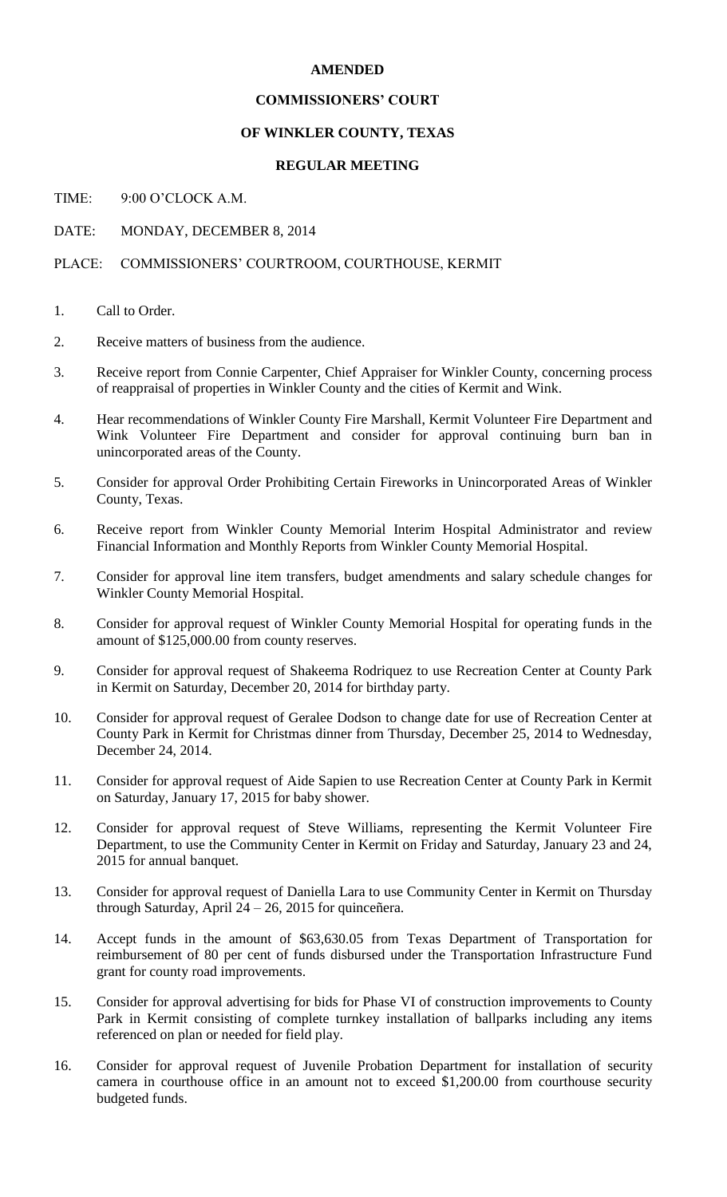**AMENDED**

**COMMISSIONERS' COURT**

**OF WINKLER COUNTY, TEXAS**

**REGULAR MEETING**

TIME: 9:00 O'CLOCK A.M.

DATE: MONDAY, DECEMBER 8, 2014

PLACE: COMMISSIONERS' COURTROOM, COURTHOUSE, KERMIT

1. Call to Order.
2. Receive matters of business from the audience.
3. Receive report from Connie Carpenter, Chief Appraiser for Winkler County, concerning process of reappraisal of properties in Winkler County and the cities of Kermit and Wink.
4. Hear recommendations of Winkler County Fire Marshall, Kermit Volunteer Fire Department and Wink Volunteer Fire Department and consider for approval continuing burn ban in unincorporated areas of the County.
5. Consider for approval Order Prohibiting Certain Fireworks in Unincorporated Areas of Winkler County, Texas.
6. Receive report from Winkler County Memorial Interim Hospital Administrator and review Financial Information and Monthly Reports from Winkler County Memorial Hospital.
7. Consider for approval line item transfers, budget amendments and salary schedule changes for Winkler County Memorial Hospital.
8. Consider for approval request of Winkler County Memorial Hospital for operating funds in the amount of $125,000.00 from county reserves.
9. Consider for approval request of Shakeema Rodriquez to use Recreation Center at County Park in Kermit on Saturday, December 20, 2014 for birthday party.
10. Consider for approval request of Geralee Dodson to change date for use of Recreation Center at County Park in Kermit for Christmas dinner from Thursday, December 25, 2014 to Wednesday, December 24, 2014.
11. Consider for approval request of Aide Sapien to use Recreation Center at County Park in Kermit on Saturday, January 17, 2015 for baby shower.
12. Consider for approval request of Steve Williams, representing the Kermit Volunteer Fire Department, to use the Community Center in Kermit on Friday and Saturday, January 23 and 24, 2015 for annual banquet.
13. Consider for approval request of Daniella Lara to use Community Center in Kermit on Thursday through Saturday, April 24 – 26, 2015 for quinceñera.
14. Accept funds in the amount of $63,630.05 from Texas Department of Transportation for reimbursement of 80 per cent of funds disbursed under the Transportation Infrastructure Fund grant for county road improvements.
15. Consider for approval advertising for bids for Phase VI of construction improvements to County Park in Kermit consisting of complete turnkey installation of ballparks including any items referenced on plan or needed for field play.
16. Consider for approval request of Juvenile Probation Department for installation of security camera in courthouse office in an amount not to exceed $1,200.00 from courthouse security budgeted funds.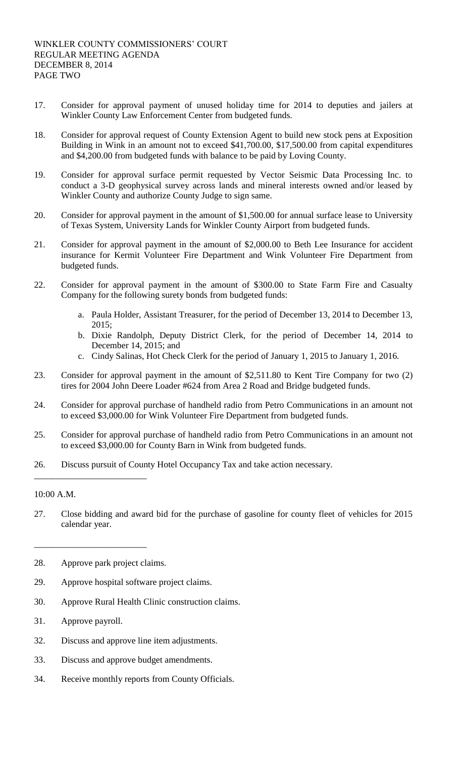17. Consider for approval payment of unused holiday time for 2014 to deputies and jailers at Winkler County Law Enforcement Center from budgeted funds.

18. Consider for approval request of County Extension Agent to build new stock pens at Exposition Building in Wink in an amount not to exceed $41,700.00, $17,500.00 from capital expenditures and $4,200.00 from budgeted funds with balance to be paid by Loving County.

19. Consider for approval surface permit requested by Vector Seismic Data Processing Inc. to conduct a 3-D geophysical survey across lands and mineral interests owned and/or leased by Winkler County and authorize County Judge to sign same.

20. Consider for approval payment in the amount of $1,500.00 for annual surface lease to University of Texas System, University Lands for Winkler County Airport from budgeted funds.

21. Consider for approval payment in the amount of $2,000.00 to Beth Lee Insurance for accident insurance for Kermit Volunteer Fire Department and Wink Volunteer Fire Department from budgeted funds.

22. Consider for approval payment in the amount of $300.00 to State Farm Fire and Casualty Company for the following surety bonds from budgeted funds:

    a. Paula Holder, Assistant Treasurer, for the period of December 13, 2014 to December 13, 2015;
    b. Dixie Randolph, Deputy District Clerk, for the period of December 14, 2014 to December 14, 2015; and
    c. Cindy Salinas, Hot Check Clerk for the period of January 1, 2015 to January 1, 2016.

23. Consider for approval payment in the amount of $2,511.80 to Kent Tire Company for two (2) tires for 2004 John Deere Loader #624 from Area 2 Road and Bridge budgeted funds.

24. Consider for approval purchase of handheld radio from Petro Communications in an amount not to exceed $3,000.00 for Wink Volunteer Fire Department from budgeted funds.

25. Consider for approval purchase of handheld radio from Petro Communications in an amount not to exceed $3,000.00 for County Barn in Wink from budgeted funds.

26. Discuss pursuit of County Hotel Occupancy Tax and take action necessary.

---

10:00 A.M.

27. Close bidding and award bid for the purchase of gasoline for county fleet of vehicles for 2015 calendar year.

---

28. Approve park project claims.

29. Approve hospital software project claims.

30. Approve Rural Health Clinic construction claims.

31. Approve payroll.

32. Discuss and approve line item adjustments.

33. Discuss and approve budget amendments.

34. Receive monthly reports from County Officials.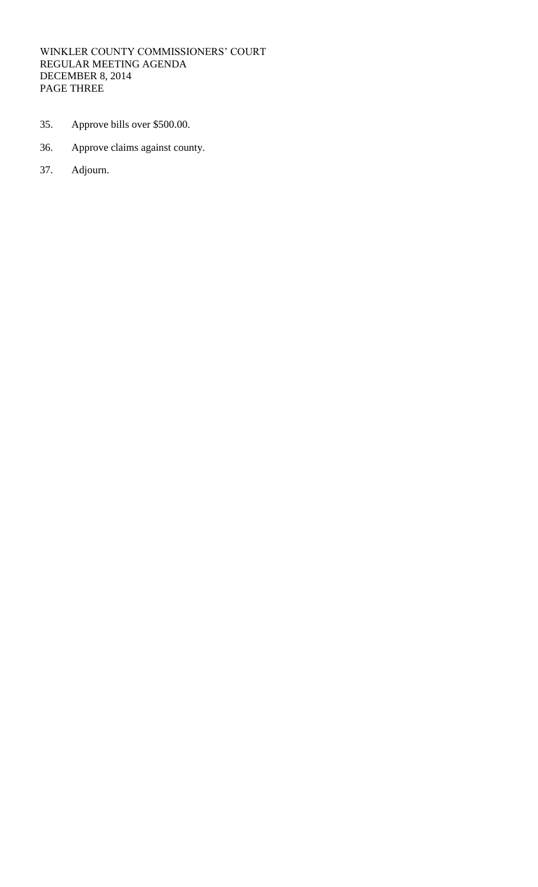35. Approve bills over $500.00.

36. Approve claims against county.

37. Adjourn.